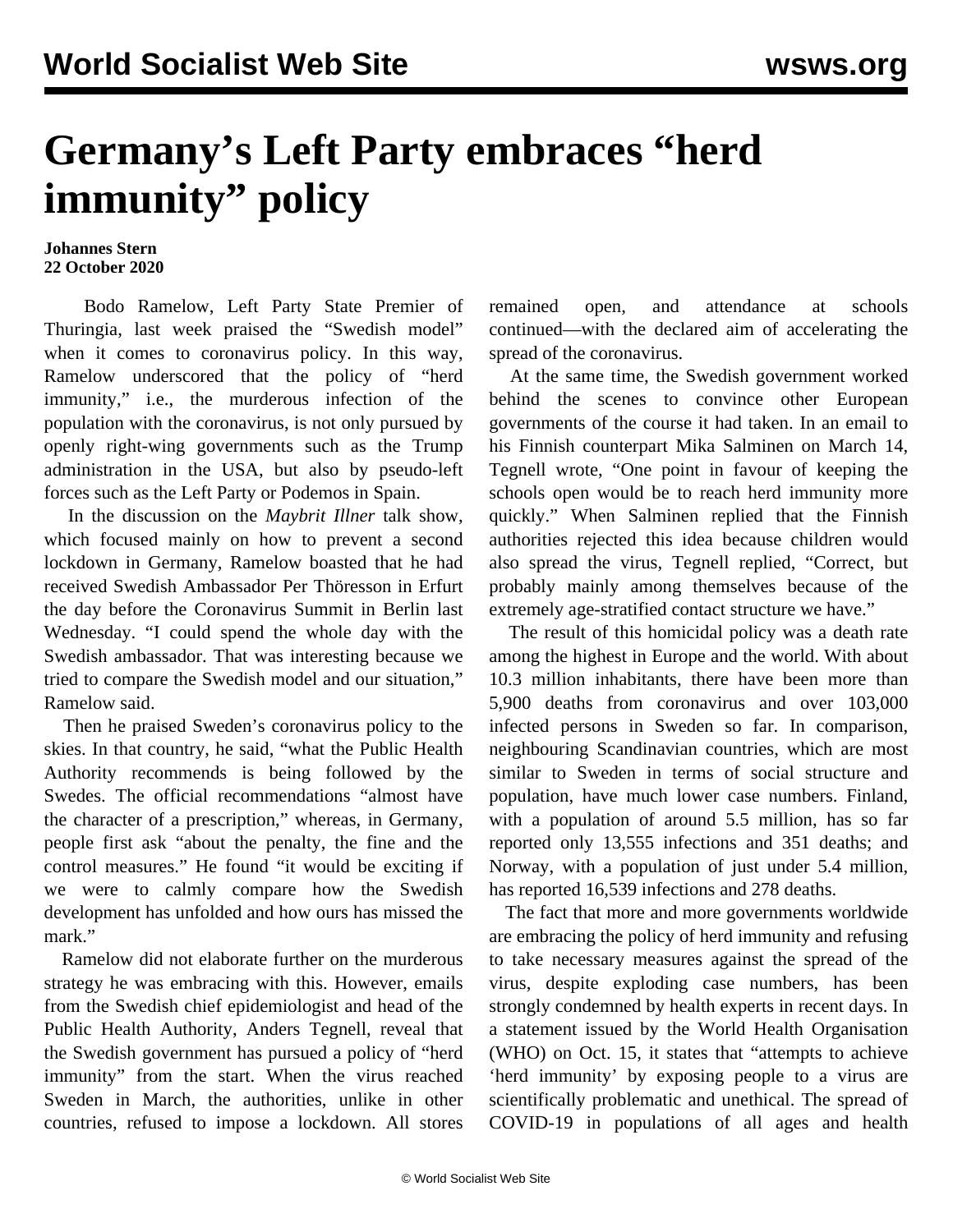# Germany’s Left Party embraces “herd immunity” policy

**Johannes Stern**
**22 October 2020**

Bodo Ramelow, Left Party State Premier of Thuringia, last week praised the “Swedish model” when it comes to coronavirus policy. In this way, Ramelow underscored that the policy of “herd immunity,” i.e., the murderous infection of the population with the coronavirus, is not only pursued by openly right-wing governments such as the Trump administration in the USA, but also by pseudo-left forces such as the Left Party or Podemos in Spain.

In the discussion on the *Maybrit Illner* talk show, which focused mainly on how to prevent a second lockdown in Germany, Ramelow boasted that he had received Swedish Ambassador Per Thöresson in Erfurt the day before the Coronavirus Summit in Berlin last Wednesday. “I could spend the whole day with the Swedish ambassador. That was interesting because we tried to compare the Swedish model and our situation,” Ramelow said.

Then he praised Sweden’s coronavirus policy to the skies. In that country, he said, “what the Public Health Authority recommends is being followed by the Swedes. The official recommendations “almost have the character of a prescription,” whereas, in Germany, people first ask “about the penalty, the fine and the control measures.” He found “it would be exciting if we were to calmly compare how the Swedish development has unfolded and how ours has missed the mark.”

Ramelow did not elaborate further on the murderous strategy he was embracing with this. However, emails from the Swedish chief epidemiologist and head of the Public Health Authority, Anders Tegnell, reveal that the Swedish government has pursued a policy of “herd immunity” from the start. When the virus reached Sweden in March, the authorities, unlike in other countries, refused to impose a lockdown. All stores remained open, and attendance at schools continued—with the declared aim of accelerating the spread of the coronavirus.

At the same time, the Swedish government worked behind the scenes to convince other European governments of the course it had taken. In an email to his Finnish counterpart Mika Salminen on March 14, Tegnell wrote, “One point in favour of keeping the schools open would be to reach herd immunity more quickly.” When Salminen replied that the Finnish authorities rejected this idea because children would also spread the virus, Tegnell replied, “Correct, but probably mainly among themselves because of the extremely age-stratified contact structure we have.”

The result of this homicidal policy was a death rate among the highest in Europe and the world. With about 10.3 million inhabitants, there have been more than 5,900 deaths from coronavirus and over 103,000 infected persons in Sweden so far. In comparison, neighbouring Scandinavian countries, which are most similar to Sweden in terms of social structure and population, have much lower case numbers. Finland, with a population of around 5.5 million, has so far reported only 13,555 infections and 351 deaths; and Norway, with a population of just under 5.4 million, has reported 16,539 infections and 278 deaths.

The fact that more and more governments worldwide are embracing the policy of herd immunity and refusing to take necessary measures against the spread of the virus, despite exploding case numbers, has been strongly condemned by health experts in recent days. In a statement issued by the World Health Organisation (WHO) on Oct. 15, it states that “attempts to achieve ‘herd immunity’ by exposing people to a virus are scientifically problematic and unethical. The spread of COVID-19 in populations of all ages and health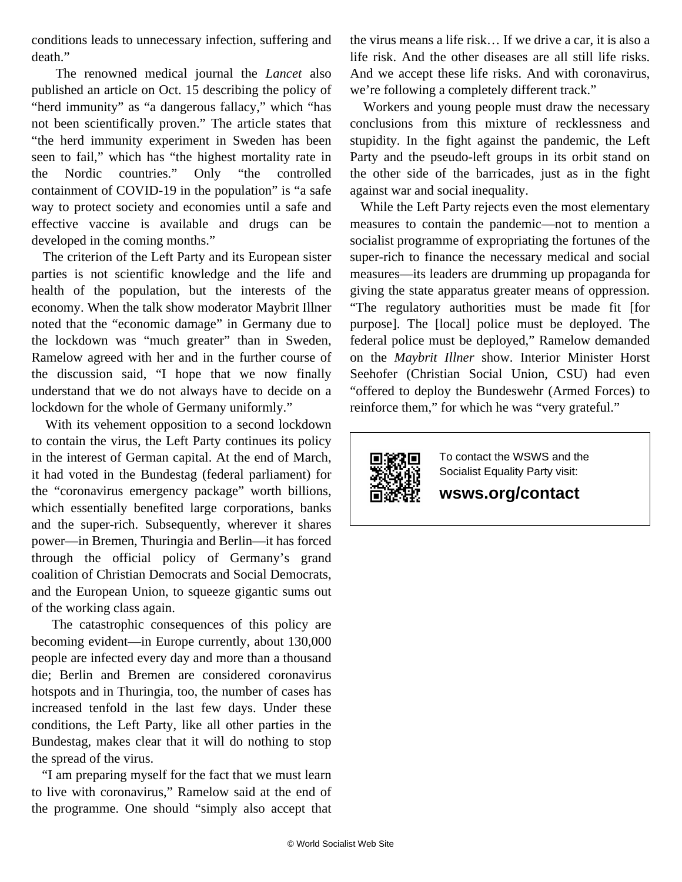conditions leads to unnecessary infection, suffering and death."

The renowned medical journal the *Lancet* also published an article on Oct. 15 describing the policy of "herd immunity" as "a dangerous fallacy," which "has not been scientifically proven." The article states that "the herd immunity experiment in Sweden has been seen to fail," which has "the highest mortality rate in the Nordic countries." Only "the controlled containment of COVID-19 in the population" is "a safe way to protect society and economies until a safe and effective vaccine is available and drugs can be developed in the coming months."

The criterion of the Left Party and its European sister parties is not scientific knowledge and the life and health of the population, but the interests of the economy. When the talk show moderator Maybrit Illner noted that the "economic damage" in Germany due to the lockdown was "much greater" than in Sweden, Ramelow agreed with her and in the further course of the discussion said, "I hope that we now finally understand that we do not always have to decide on a lockdown for the whole of Germany uniformly."

With its vehement opposition to a second lockdown to contain the virus, the Left Party continues its policy in the interest of German capital. At the end of March, it had voted in the Bundestag (federal parliament) for the "coronavirus emergency package" worth billions, which essentially benefited large corporations, banks and the super-rich. Subsequently, wherever it shares power—in Bremen, Thuringia and Berlin—it has forced through the official policy of Germany's grand coalition of Christian Democrats and Social Democrats, and the European Union, to squeeze gigantic sums out of the working class again.

The catastrophic consequences of this policy are becoming evident—in Europe currently, about 130,000 people are infected every day and more than a thousand die; Berlin and Bremen are considered coronavirus hotspots and in Thuringia, too, the number of cases has increased tenfold in the last few days. Under these conditions, the Left Party, like all other parties in the Bundestag, makes clear that it will do nothing to stop the spread of the virus.

"I am preparing myself for the fact that we must learn to live with coronavirus," Ramelow said at the end of the programme. One should "simply also accept that the virus means a life risk… If we drive a car, it is also a life risk. And the other diseases are all still life risks. And we accept these life risks. And with coronavirus, we're following a completely different track."

Workers and young people must draw the necessary conclusions from this mixture of recklessness and stupidity. In the fight against the pandemic, the Left Party and the pseudo-left groups in its orbit stand on the other side of the barricades, just as in the fight against war and social inequality.

While the Left Party rejects even the most elementary measures to contain the pandemic—not to mention a socialist programme of expropriating the fortunes of the super-rich to finance the necessary medical and social measures—its leaders are drumming up propaganda for giving the state apparatus greater means of oppression. "The regulatory authorities must be made fit [for purpose]. The [local] police must be deployed. The federal police must be deployed," Ramelow demanded on the *Maybrit Illner* show. Interior Minister Horst Seehofer (Christian Social Union, CSU) had even "offered to deploy the Bundeswehr (Armed Forces) to reinforce them," for which he was "very grateful."

To contact the WSWS and the Socialist Equality Party visit:

**wsws.org/contact**